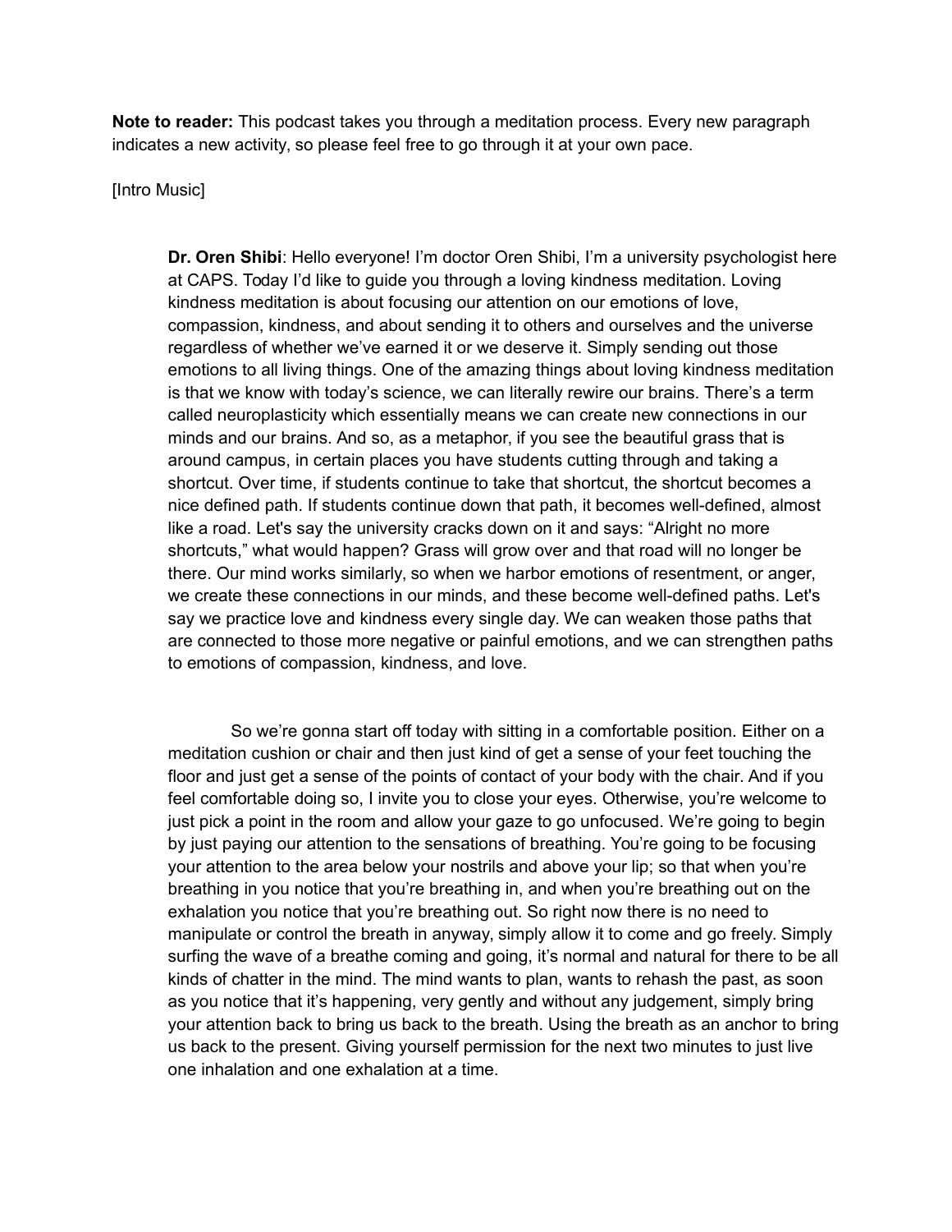**Note to reader:** This podcast takes you through a meditation process. Every new paragraph indicates a new activity, so please feel free to go through it at your own pace.

[Intro Music]

**Dr. Oren Shibi**: Hello everyone! I'm doctor Oren Shibi, I'm a university psychologist here at CAPS. Today I'd like to guide you through a loving kindness meditation. Loving kindness meditation is about focusing our attention on our emotions of love, compassion, kindness, and about sending it to others and ourselves and the universe regardless of whether we've earned it or we deserve it. Simply sending out those emotions to all living things. One of the amazing things about loving kindness meditation is that we know with today's science, we can literally rewire our brains. There's a term called neuroplasticity which essentially means we can create new connections in our minds and our brains. And so, as a metaphor, if you see the beautiful grass that is around campus, in certain places you have students cutting through and taking a shortcut. Over time, if students continue to take that shortcut, the shortcut becomes a nice defined path. If students continue down that path, it becomes well-defined, almost like a road. Let's say the university cracks down on it and says: "Alright no more shortcuts," what would happen? Grass will grow over and that road will no longer be there. Our mind works similarly, so when we harbor emotions of resentment, or anger, we create these connections in our minds, and these become well-defined paths. Let's say we practice love and kindness every single day. We can weaken those paths that are connected to those more negative or painful emotions, and we can strengthen paths to emotions of compassion, kindness, and love.

So we're gonna start off today with sitting in a comfortable position. Either on a meditation cushion or chair and then just kind of get a sense of your feet touching the floor and just get a sense of the points of contact of your body with the chair. And if you feel comfortable doing so, I invite you to close your eyes. Otherwise, you're welcome to just pick a point in the room and allow your gaze to go unfocused. We're going to begin by just paying our attention to the sensations of breathing. You're going to be focusing your attention to the area below your nostrils and above your lip; so that when you're breathing in you notice that you're breathing in, and when you're breathing out on the exhalation you notice that you're breathing out. So right now there is no need to manipulate or control the breath in anyway, simply allow it to come and go freely. Simply surfing the wave of a breathe coming and going, it's normal and natural for there to be all kinds of chatter in the mind. The mind wants to plan, wants to rehash the past, as soon as you notice that it's happening, very gently and without any judgement, simply bring your attention back to bring us back to the breath. Using the breath as an anchor to bring us back to the present. Giving yourself permission for the next two minutes to just live one inhalation and one exhalation at a time.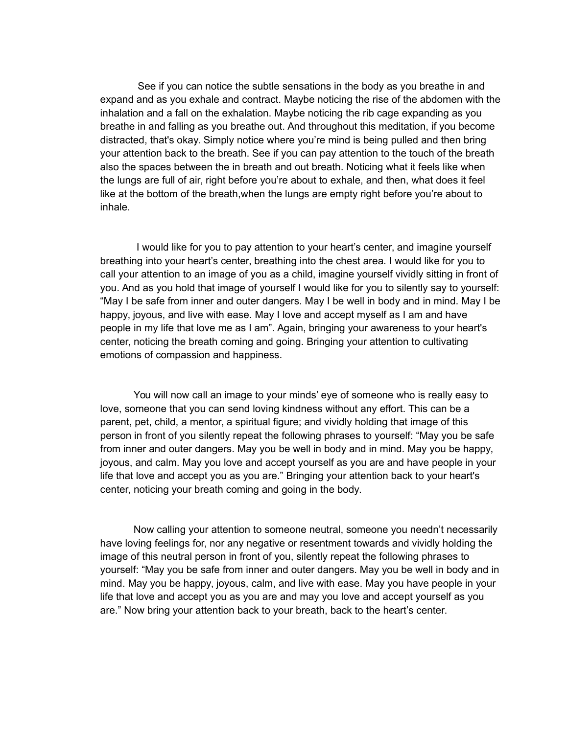See if you can notice the subtle sensations in the body as you breathe in and expand and as you exhale and contract. Maybe noticing the rise of the abdomen with the inhalation and a fall on the exhalation. Maybe noticing the rib cage expanding as you breathe in and falling as you breathe out. And throughout this meditation, if you become distracted, that's okay. Simply notice where you're mind is being pulled and then bring your attention back to the breath. See if you can pay attention to the touch of the breath also the spaces between the in breath and out breath. Noticing what it feels like when the lungs are full of air, right before you're about to exhale, and then, what does it feel like at the bottom of the breath,when the lungs are empty right before you're about to inhale.

I would like for you to pay attention to your heart's center, and imagine yourself breathing into your heart's center, breathing into the chest area. I would like for you to call your attention to an image of you as a child, imagine yourself vividly sitting in front of you. And as you hold that image of yourself I would like for you to silently say to yourself: "May I be safe from inner and outer dangers. May I be well in body and in mind. May I be happy, joyous, and live with ease. May I love and accept myself as I am and have people in my life that love me as I am". Again, bringing your awareness to your heart's center, noticing the breath coming and going. Bringing your attention to cultivating emotions of compassion and happiness.

You will now call an image to your minds' eye of someone who is really easy to love, someone that you can send loving kindness without any effort. This can be a parent, pet, child, a mentor, a spiritual figure; and vividly holding that image of this person in front of you silently repeat the following phrases to yourself: "May you be safe from inner and outer dangers. May you be well in body and in mind. May you be happy, joyous, and calm. May you love and accept yourself as you are and have people in your life that love and accept you as you are." Bringing your attention back to your heart's center, noticing your breath coming and going in the body.

Now calling your attention to someone neutral, someone you needn't necessarily have loving feelings for, nor any negative or resentment towards and vividly holding the image of this neutral person in front of you, silently repeat the following phrases to yourself: "May you be safe from inner and outer dangers. May you be well in body and in mind. May you be happy, joyous, calm, and live with ease. May you have people in your life that love and accept you as you are and may you love and accept yourself as you are." Now bring your attention back to your breath, back to the heart's center.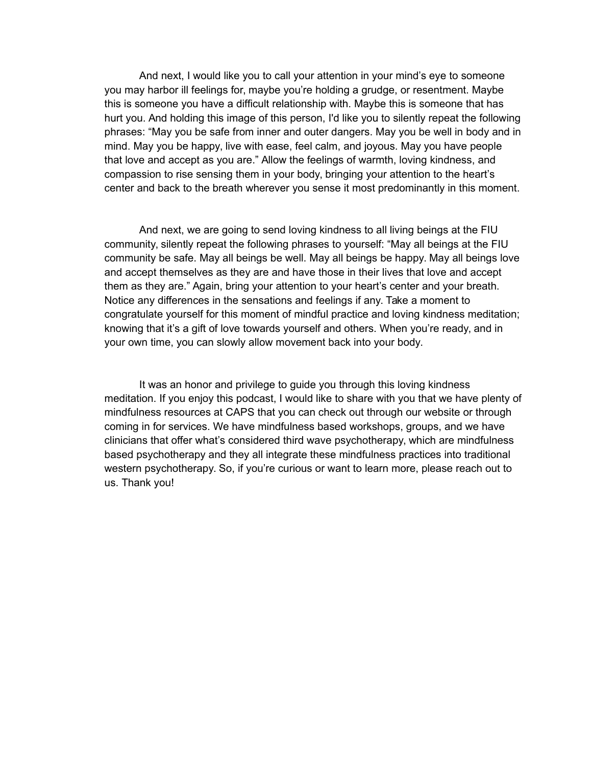And next, I would like you to call your attention in your mind's eye to someone you may harbor ill feelings for, maybe you're holding a grudge, or resentment. Maybe this is someone you have a difficult relationship with. Maybe this is someone that has hurt you. And holding this image of this person, I'd like you to silently repeat the following phrases: "May you be safe from inner and outer dangers. May you be well in body and in mind. May you be happy, live with ease, feel calm, and joyous. May you have people that love and accept as you are." Allow the feelings of warmth, loving kindness, and compassion to rise sensing them in your body, bringing your attention to the heart's center and back to the breath wherever you sense it most predominantly in this moment.

And next, we are going to send loving kindness to all living beings at the FIU community, silently repeat the following phrases to yourself: "May all beings at the FIU community be safe. May all beings be well. May all beings be happy. May all beings love and accept themselves as they are and have those in their lives that love and accept them as they are." Again, bring your attention to your heart's center and your breath. Notice any differences in the sensations and feelings if any. Take a moment to congratulate yourself for this moment of mindful practice and loving kindness meditation; knowing that it's a gift of love towards yourself and others. When you're ready, and in your own time, you can slowly allow movement back into your body.

It was an honor and privilege to guide you through this loving kindness meditation. If you enjoy this podcast, I would like to share with you that we have plenty of mindfulness resources at CAPS that you can check out through our website or through coming in for services. We have mindfulness based workshops, groups, and we have clinicians that offer what's considered third wave psychotherapy, which are mindfulness based psychotherapy and they all integrate these mindfulness practices into traditional western psychotherapy. So, if you're curious or want to learn more, please reach out to us. Thank you!